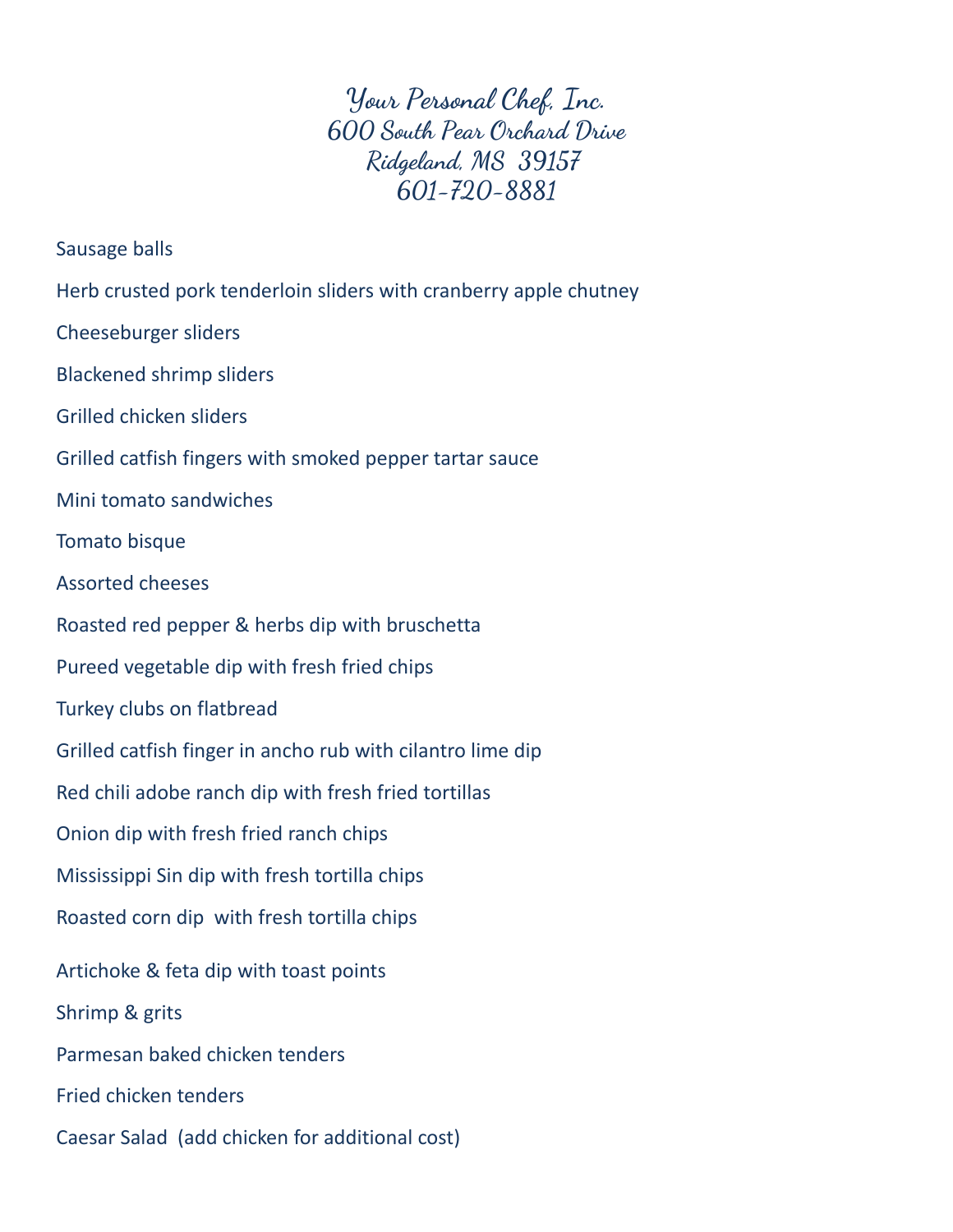# Your Personal Chef, Inc.
600 South Pear Orchard Drive
Ridgeland, MS  39157
601-720-8881

Sausage balls

Herb crusted pork tenderloin sliders with cranberry apple chutney

Cheeseburger sliders

Blackened shrimp sliders

Grilled chicken sliders

Grilled catfish fingers with smoked pepper tartar sauce

Mini tomato sandwiches

Tomato bisque

Assorted cheeses

Roasted red pepper & herbs dip with bruschetta

Pureed vegetable dip with fresh fried chips

Turkey clubs on flatbread

Grilled catfish finger in ancho rub with cilantro lime dip

Red chili adobe ranch dip with fresh fried tortillas

Onion dip with fresh fried ranch chips

Mississippi Sin dip with fresh tortilla chips

Roasted corn dip  with fresh tortilla chips

Artichoke & feta dip with toast points

Shrimp & grits

Parmesan baked chicken tenders

Fried chicken tenders

Caesar Salad  (add chicken for additional cost)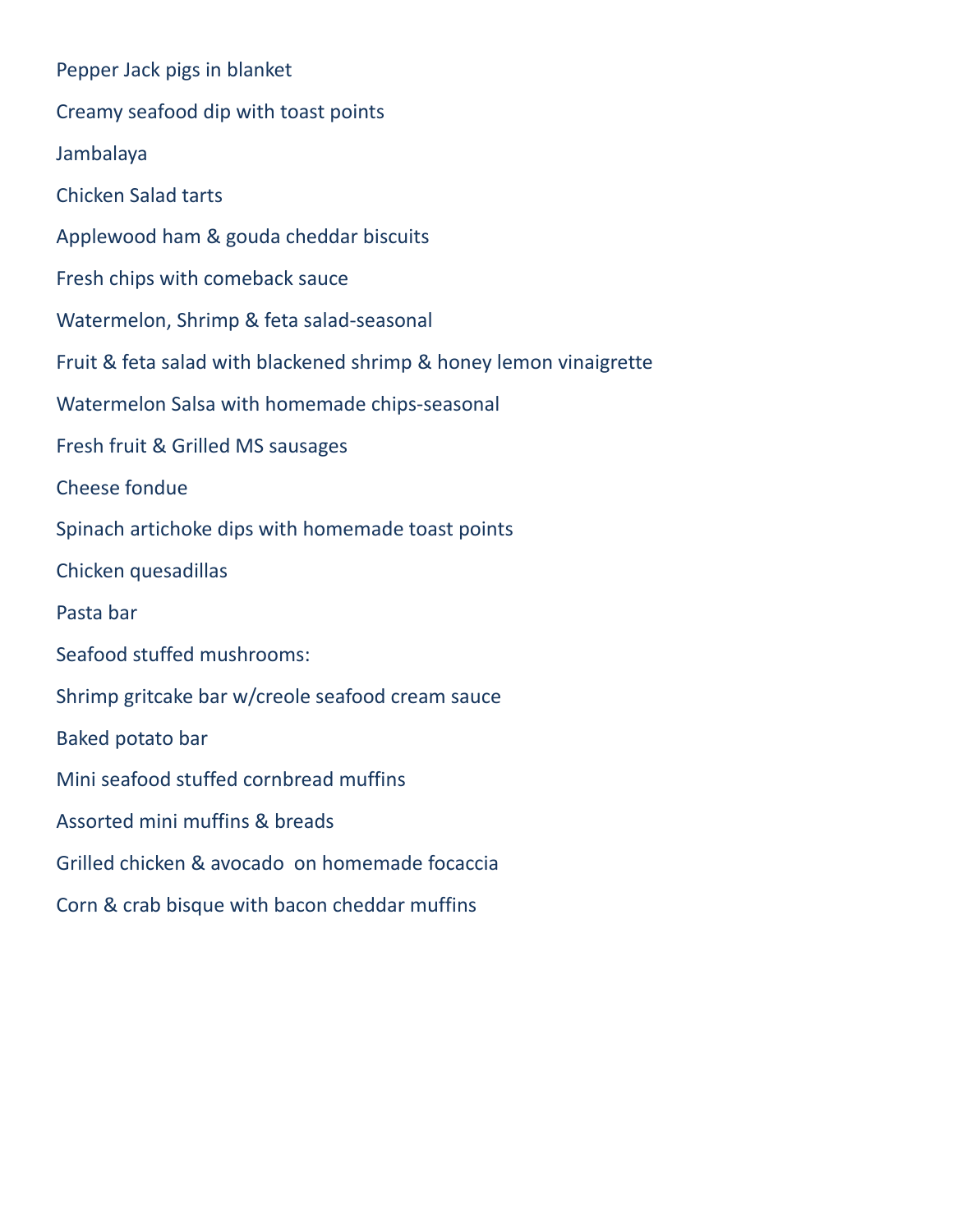Pepper Jack pigs in blanket

Creamy seafood dip with toast points

Jambalaya

Chicken Salad tarts

Applewood ham & gouda cheddar biscuits

Fresh chips with comeback sauce

Watermelon, Shrimp & feta salad-seasonal

Fruit & feta salad with blackened shrimp & honey lemon vinaigrette

Watermelon Salsa with homemade chips-seasonal

Fresh fruit & Grilled MS sausages

Cheese fondue

Spinach artichoke dips with homemade toast points

Chicken quesadillas

Pasta bar

Seafood stuffed mushrooms:

Shrimp gritcake bar w/creole seafood cream sauce

Baked potato bar

Mini seafood stuffed cornbread muffins

Assorted mini muffins & breads

Grilled chicken & avocado on homemade focaccia

Corn & crab bisque with bacon cheddar muffins